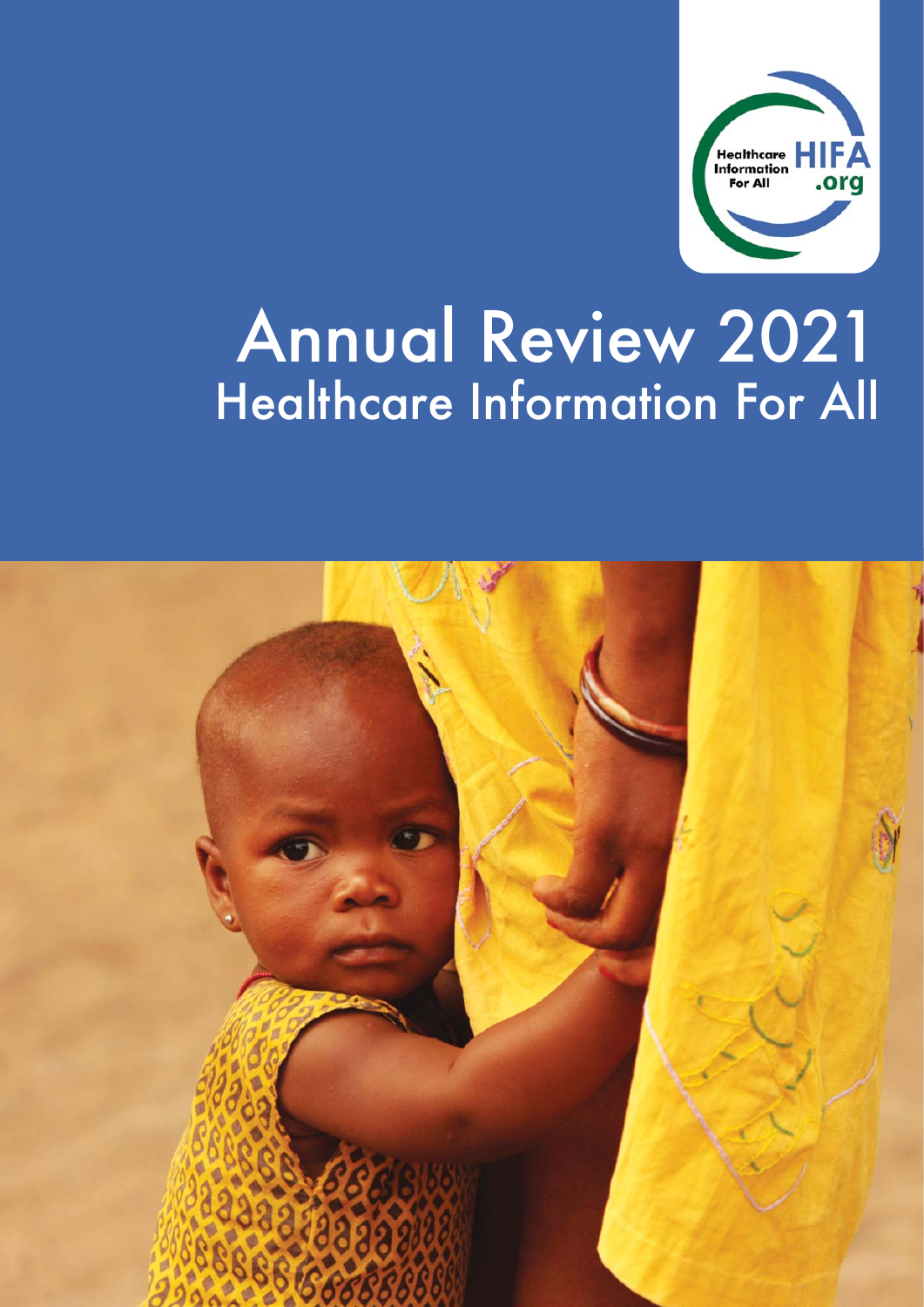Healthcare Information For All HIFA .org

# Annual Review 2021

## Healthcare Information For All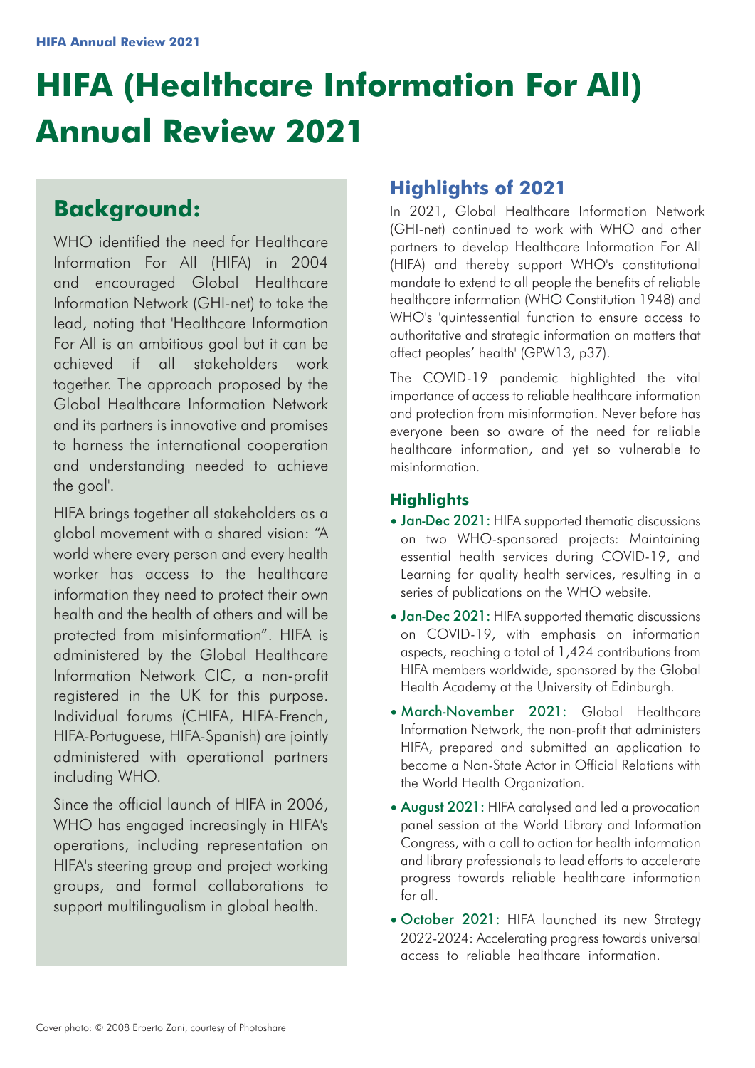# HIFA (Healthcare Information For All) Annual Review 2021

## Background:

WHO identified the need for Healthcare Information For All (HIFA) in 2004 and encouraged Global Healthcare Information Network (GHI-net) to take the lead, noting that 'Healthcare Information For All is an ambitious goal but it can be achieved if all stakeholders work together. The approach proposed by the Global Healthcare Information Network and its partners is innovative and promises to harness the international cooperation and understanding needed to achieve the goal'.

HIFA brings together all stakeholders as a global movement with a shared vision: "A world where every person and every health worker has access to the healthcare information they need to protect their own health and the health of others and will be protected from misinformation". HIFA is administered by the Global Healthcare Information Network CIC, a non-profit registered in the UK for this purpose. Individual forums (CHIFA, HIFA-French, HIFA-Portuguese, HIFA-Spanish) are jointly administered with operational partners including WHO.

Since the official launch of HIFA in 2006, WHO has engaged increasingly in HIFA's operations, including representation on HIFA's steering group and project working groups, and formal collaborations to support multilingualism in global health.

## Highlights of 2021

In 2021, Global Healthcare Information Network (GHI-net) continued to work with WHO and other partners to develop Healthcare Information For All (HIFA) and thereby support WHO's constitutional mandate to extend to all people the benefits of reliable healthcare information (WHO Constitution 1948) and WHO's 'quintessential function to ensure access to authoritative and strategic information on matters that affect peoples' health' (GPW13, p37).

The COVID-19 pandemic highlighted the vital importance of access to reliable healthcare information and protection from misinformation. Never before has everyone been so aware of the need for reliable healthcare information, and yet so vulnerable to misinformation.

### Highlights

- **Jan-Dec 2021:** HIFA supported thematic discussions on two WHO-sponsored projects: Maintaining essential health services during COVID-19, and Learning for quality health services, resulting in a series of publications on the WHO website.
- **Jan-Dec 2021:** HIFA supported thematic discussions on COVID-19, with emphasis on information aspects, reaching a total of 1,424 contributions from HIFA members worldwide, sponsored by the Global Health Academy at the University of Edinburgh.
- **March-November 2021:** Global Healthcare Information Network, the non-profit that administers HIFA, prepared and submitted an application to become a Non-State Actor in Official Relations with the World Health Organization.
- **August 2021:** HIFA catalysed and led a provocation panel session at the World Library and Information Congress, with a call to action for health information and library professionals to lead efforts to accelerate progress towards reliable healthcare information for all.
- **October 2021:** HIFA launched its new Strategy 2022-2024: Accelerating progress towards universal access to reliable healthcare information.

Cover photo: © 2008 Erberto Zani, courtesy of Photoshare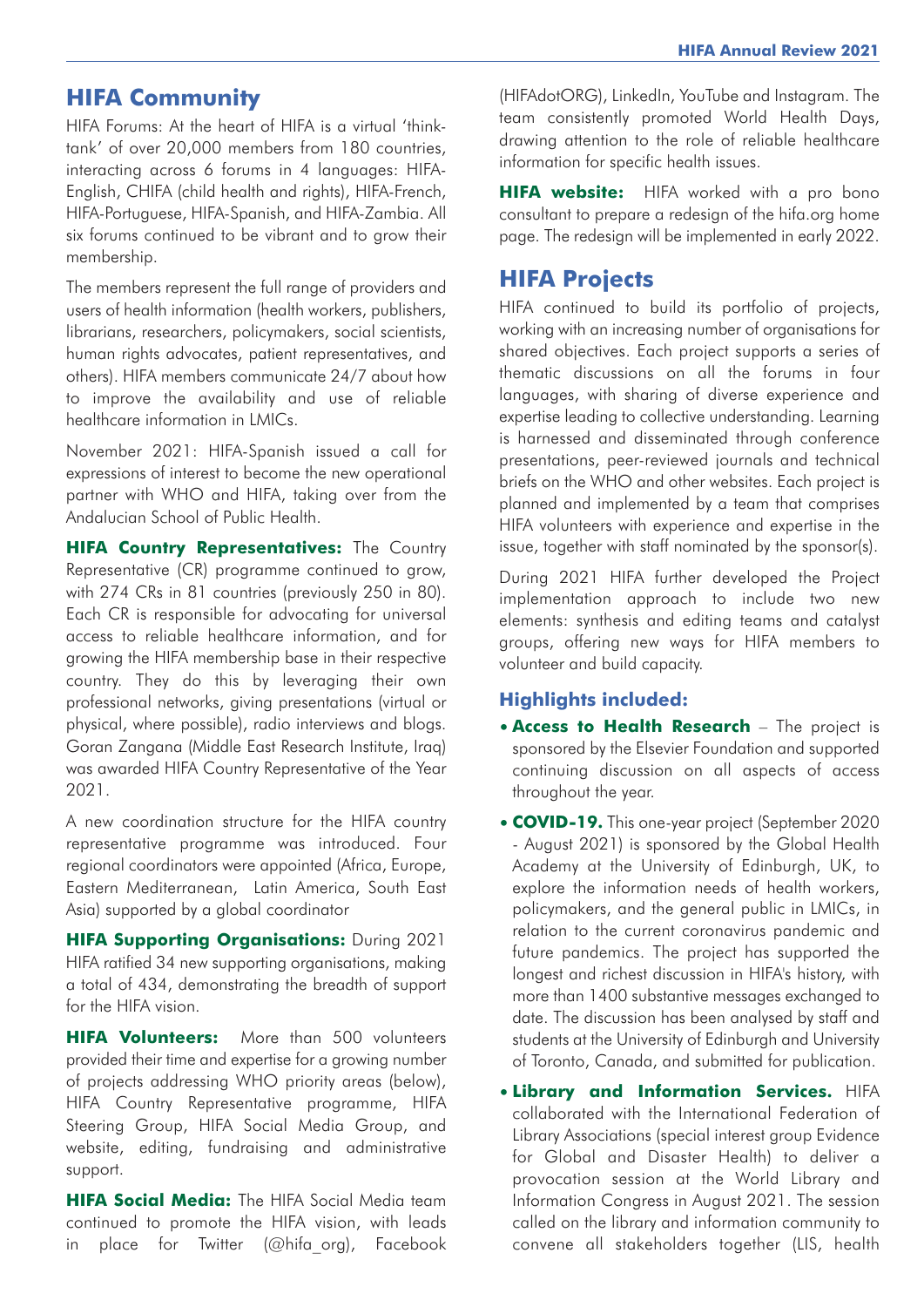## HIFA Community

HIFA Forums: At the heart of HIFA is a virtual 'think-tank' of over 20,000 members from 180 countries, interacting across 6 forums in 4 languages: HIFA-English, CHIFA (child health and rights), HIFA-French, HIFA-Portuguese, HIFA-Spanish, and HIFA-Zambia. All six forums continued to be vibrant and to grow their membership.

The members represent the full range of providers and users of health information (health workers, publishers, librarians, researchers, policymakers, social scientists, human rights advocates, patient representatives, and others). HIFA members communicate 24/7 about how to improve the availability and use of reliable healthcare information in LMICs.

November 2021: HIFA-Spanish issued a call for expressions of interest to become the new operational partner with WHO and HIFA, taking over from the Andalucian School of Public Health.

**HIFA Country Representatives:** The Country Representative (CR) programme continued to grow, with 274 CRs in 81 countries (previously 250 in 80). Each CR is responsible for advocating for universal access to reliable healthcare information, and for growing the HIFA membership base in their respective country. They do this by leveraging their own professional networks, giving presentations (virtual or physical, where possible), radio interviews and blogs. Goran Zangana (Middle East Research Institute, Iraq) was awarded HIFA Country Representative of the Year 2021.

A new coordination structure for the HIFA country representative programme was introduced. Four regional coordinators were appointed (Africa, Europe, Eastern Mediterranean, Latin America, South East Asia) supported by a global coordinator

**HIFA Supporting Organisations:** During 2021 HIFA ratified 34 new supporting organisations, making a total of 434, demonstrating the breadth of support for the HIFA vision.

**HIFA Volunteers:** More than 500 volunteers provided their time and expertise for a growing number of projects addressing WHO priority areas (below), HIFA Country Representative programme, HIFA Steering Group, HIFA Social Media Group, and website, editing, fundraising and administrative support.

**HIFA Social Media:** The HIFA Social Media team continued to promote the HIFA vision, with leads in place for Twitter (@hifa_org), Facebook (HIFAdotORG), LinkedIn, YouTube and Instagram. The team consistently promoted World Health Days, drawing attention to the role of reliable healthcare information for specific health issues.

**HIFA website:** HIFA worked with a pro bono consultant to prepare a redesign of the hifa.org home page. The redesign will be implemented in early 2022.

## HIFA Projects

HIFA continued to build its portfolio of projects, working with an increasing number of organisations for shared objectives. Each project supports a series of thematic discussions on all the forums in four languages, with sharing of diverse experience and expertise leading to collective understanding. Learning is harnessed and disseminated through conference presentations, peer-reviewed journals and technical briefs on the WHO and other websites. Each project is planned and implemented by a team that comprises HIFA volunteers with experience and expertise in the issue, together with staff nominated by the sponsor(s).

During 2021 HIFA further developed the Project implementation approach to include two new elements: synthesis and editing teams and catalyst groups, offering new ways for HIFA members to volunteer and build capacity.

### Highlights included:

- **Access to Health Research** – The project is sponsored by the Elsevier Foundation and supported continuing discussion on all aspects of access throughout the year.
- **COVID-19.** This one-year project (September 2020 - August 2021) is sponsored by the Global Health Academy at the University of Edinburgh, UK, to explore the information needs of health workers, policymakers, and the general public in LMICs, in relation to the current coronavirus pandemic and future pandemics. The project has supported the longest and richest discussion in HIFA's history, with more than 1400 substantive messages exchanged to date. The discussion has been analysed by staff and students at the University of Edinburgh and University of Toronto, Canada, and submitted for publication.
- **Library and Information Services.** HIFA collaborated with the International Federation of Library Associations (special interest group Evidence for Global and Disaster Health) to deliver a provocation session at the World Library and Information Congress in August 2021. The session called on the library and information community to convene all stakeholders together (LIS, health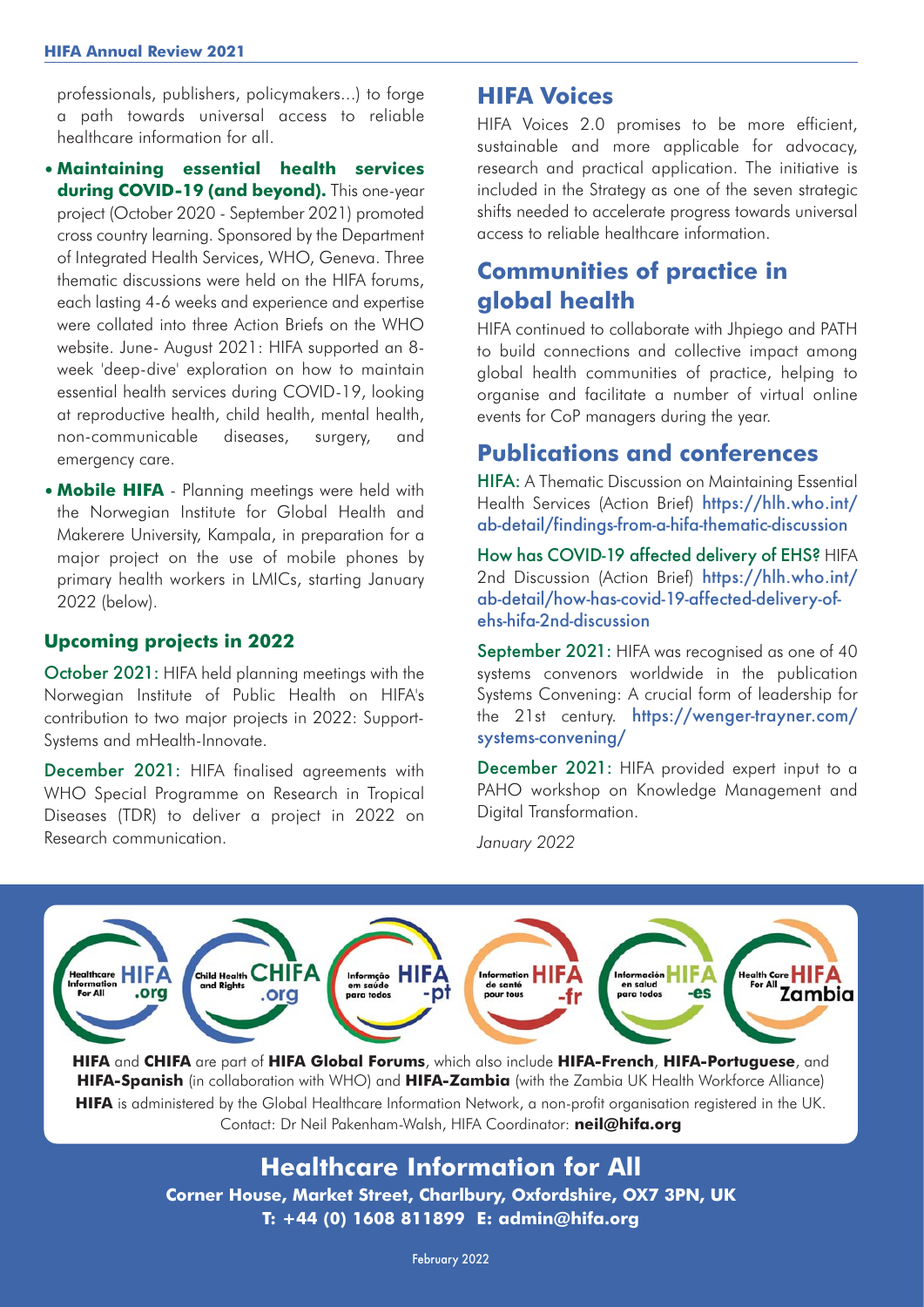professionals, publishers, policymakers...) to forge a path towards universal access to reliable healthcare information for all.

- **Maintaining essential health services during COVID-19 (and beyond).** This one-year project (October 2020 - September 2021) promoted cross country learning. Sponsored by the Department of Integrated Health Services, WHO, Geneva. Three thematic discussions were held on the HIFA forums, each lasting 4-6 weeks and experience and expertise were collated into three Action Briefs on the WHO website. June- August 2021: HIFA supported an 8-week 'deep-dive' exploration on how to maintain essential health services during COVID-19, looking at reproductive health, child health, mental health, non-communicable diseases, surgery, and emergency care.
- **Mobile HIFA** - Planning meetings were held with the Norwegian Institute for Global Health and Makerere University, Kampala, in preparation for a major project on the use of mobile phones by primary health workers in LMICs, starting January 2022 (below).

### Upcoming projects in 2022

October 2021: HIFA held planning meetings with the Norwegian Institute of Public Health on HIFA's contribution to two major projects in 2022: Support-Systems and mHealth-Innovate.

December 2021: HIFA finalised agreements with WHO Special Programme on Research in Tropical Diseases (TDR) to deliver a project in 2022 on Research communication.

## HIFA Voices

HIFA Voices 2.0 promises to be more efficient, sustainable and more applicable for advocacy, research and practical application. The initiative is included in the Strategy as one of the seven strategic shifts needed to accelerate progress towards universal access to reliable healthcare information.

## Communities of practice in global health

HIFA continued to collaborate with Jhpiego and PATH to build connections and collective impact among global health communities of practice, helping to organise and facilitate a number of virtual online events for CoP managers during the year.

## Publications and conferences

HIFA: A Thematic Discussion on Maintaining Essential Health Services (Action Brief) https://hlh.who.int/ab-detail/findings-from-a-hifa-thematic-discussion

How has COVID-19 affected delivery of EHS? HIFA 2nd Discussion (Action Brief) https://hlh.who.int/ab-detail/how-has-covid-19-affected-delivery-of-ehs-hifa-2nd-discussion

September 2021: HIFA was recognised as one of 40 systems convenors worldwide in the publication Systems Convening: A crucial form of leadership for the 21st century. https://wenger-trayner.com/systems-convening/

December 2021: HIFA provided expert input to a PAHO workshop on Knowledge Management and Digital Transformation.

*January 2022*

Healthcare Information For All HIFA .org | Child Health and Rights CHIFA .org | Informção em saúde para todos HIFA -pt | Information de santé pour tous HIFA -fr | Información en salud para todos HIFA -es | Health Care For All HIFA Zambia

**HIFA** and **CHIFA** are part of **HIFA Global Forums**, which also include **HIFA-French**, **HIFA-Portuguese**, and **HIFA-Spanish** (in collaboration with WHO) and **HIFA-Zambia** (with the Zambia UK Health Workforce Alliance)
**HIFA** is administered by the Global Healthcare Information Network, a non-profit organisation registered in the UK.
Contact: Dr Neil Pakenham-Walsh, HIFA Coordinator: **neil@hifa.org**

**Healthcare Information for All**
**Corner House, Market Street, Charlbury, Oxfordshire, OX7 3PN, UK**
**T: +44 (0) 1608 811899 E: admin@hifa.org**

February 2022